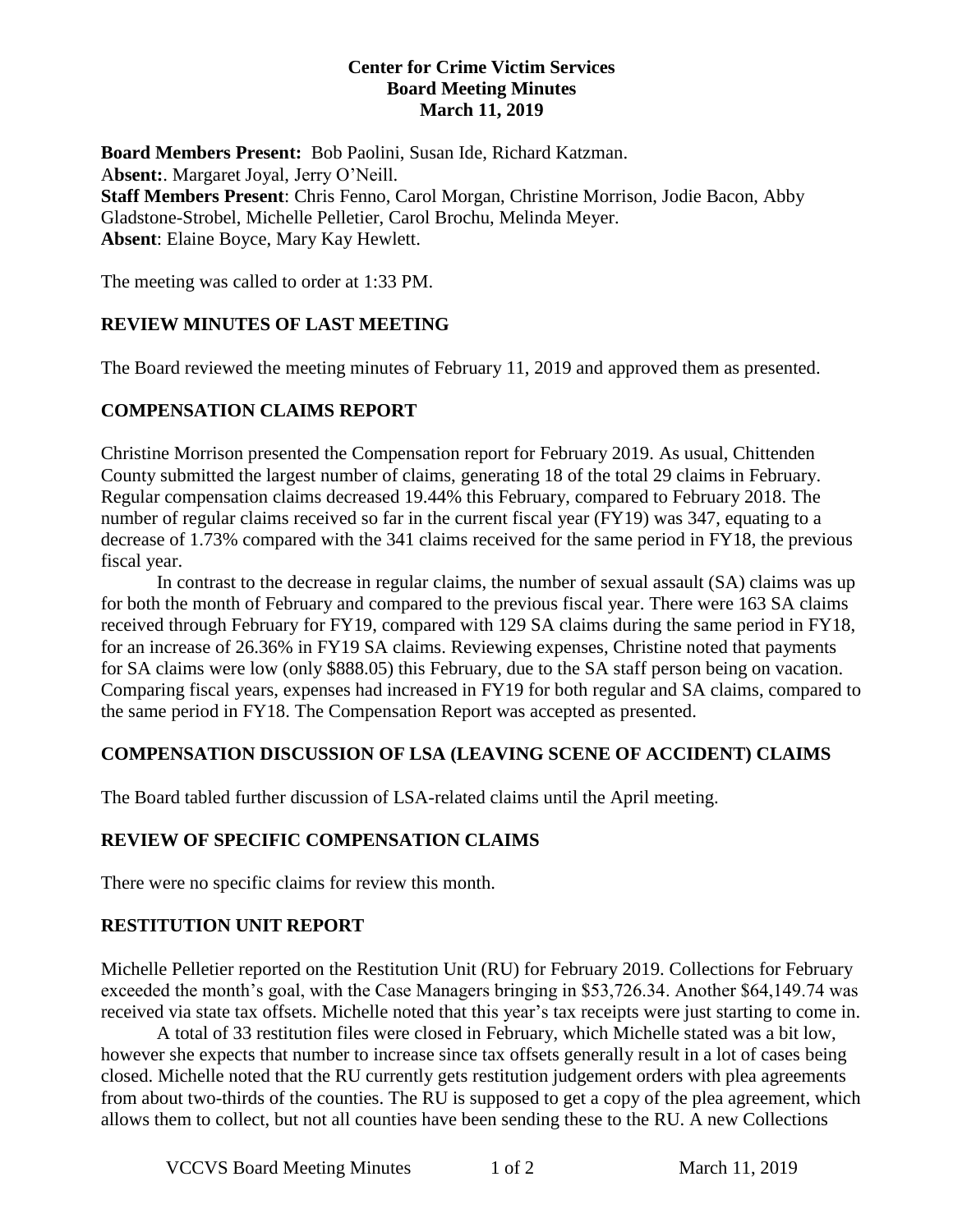**Center for Crime Victim Services**
**Board Meeting Minutes**
**March 11, 2019**

**Board Members Present:** Bob Paolini, Susan Ide, Richard Katzman.
A**bsent:**. Margaret Joyal, Jerry O'Neill.
**Staff Members Present**: Chris Fenno, Carol Morgan, Christine Morrison, Jodie Bacon, Abby Gladstone-Strobel, Michelle Pelletier, Carol Brochu, Melinda Meyer.
**Absent**: Elaine Boyce, Mary Kay Hewlett.

The meeting was called to order at 1:33 PM.

## REVIEW MINUTES OF LAST MEETING

The Board reviewed the meeting minutes of February 11, 2019 and approved them as presented.

## COMPENSATION CLAIMS REPORT

Christine Morrison presented the Compensation report for February 2019. As usual, Chittenden County submitted the largest number of claims, generating 18 of the total 29 claims in February. Regular compensation claims decreased 19.44% this February, compared to February 2018. The number of regular claims received so far in the current fiscal year (FY19) was 347, equating to a decrease of 1.73% compared with the 341 claims received for the same period in FY18, the previous fiscal year.

In contrast to the decrease in regular claims, the number of sexual assault (SA) claims was up for both the month of February and compared to the previous fiscal year. There were 163 SA claims received through February for FY19, compared with 129 SA claims during the same period in FY18, for an increase of 26.36% in FY19 SA claims. Reviewing expenses, Christine noted that payments for SA claims were low (only $888.05) this February, due to the SA staff person being on vacation. Comparing fiscal years, expenses had increased in FY19 for both regular and SA claims, compared to the same period in FY18. The Compensation Report was accepted as presented.

## COMPENSATION DISCUSSION OF LSA (LEAVING SCENE OF ACCIDENT) CLAIMS

The Board tabled further discussion of LSA-related claims until the April meeting.

## REVIEW OF SPECIFIC COMPENSATION CLAIMS

There were no specific claims for review this month.

## RESTITUTION UNIT REPORT

Michelle Pelletier reported on the Restitution Unit (RU) for February 2019. Collections for February exceeded the month's goal, with the Case Managers bringing in $53,726.34. Another $64,149.74 was received via state tax offsets. Michelle noted that this year's tax receipts were just starting to come in.

A total of 33 restitution files were closed in February, which Michelle stated was a bit low, however she expects that number to increase since tax offsets generally result in a lot of cases being closed. Michelle noted that the RU currently gets restitution judgement orders with plea agreements from about two-thirds of the counties. The RU is supposed to get a copy of the plea agreement, which allows them to collect, but not all counties have been sending these to the RU. A new Collections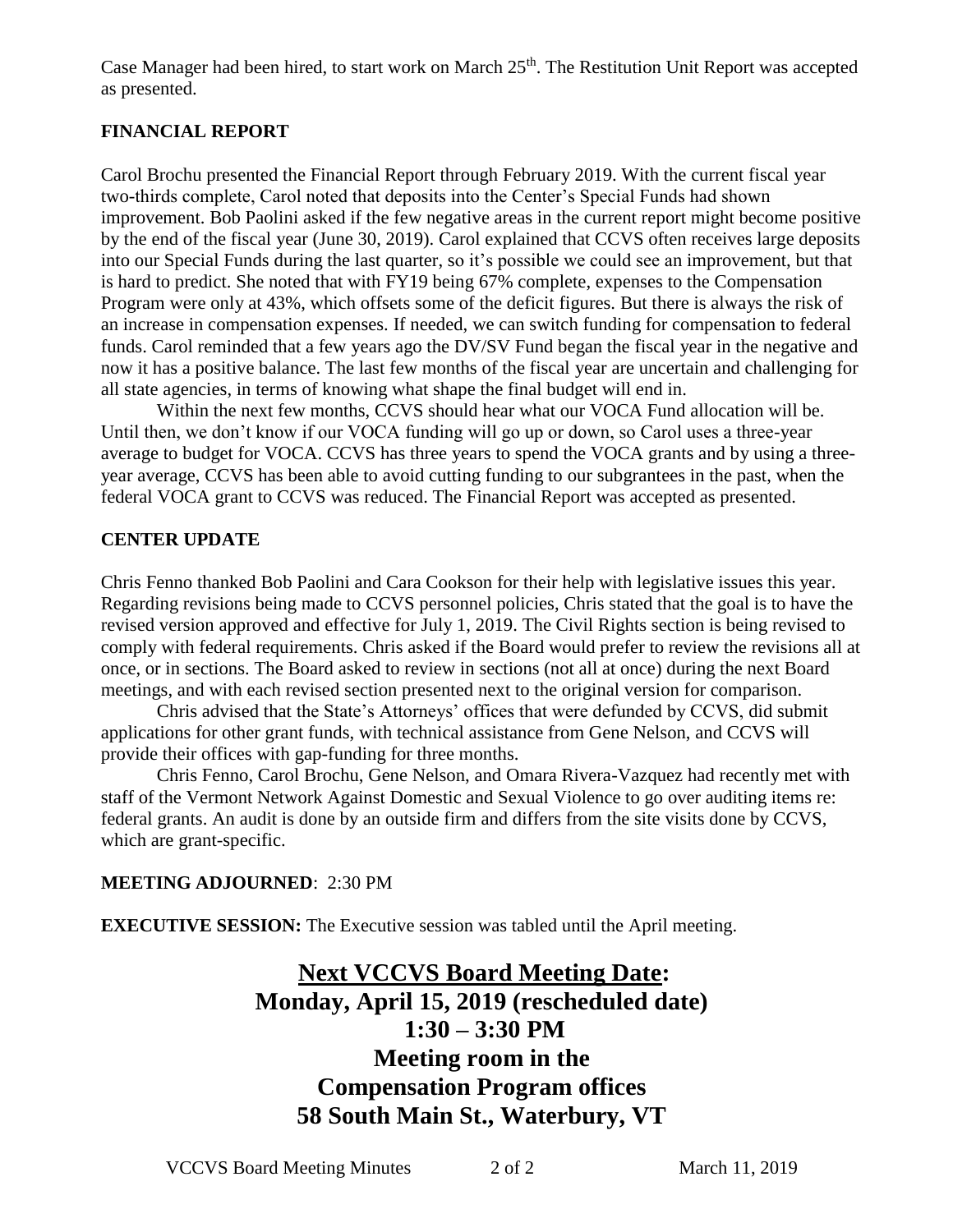Case Manager had been hired, to start work on March 25th. The Restitution Unit Report was accepted as presented.

**FINANCIAL REPORT**

Carol Brochu presented the Financial Report through February 2019. With the current fiscal year two-thirds complete, Carol noted that deposits into the Center's Special Funds had shown improvement. Bob Paolini asked if the few negative areas in the current report might become positive by the end of the fiscal year (June 30, 2019). Carol explained that CCVS often receives large deposits into our Special Funds during the last quarter, so it's possible we could see an improvement, but that is hard to predict. She noted that with FY19 being 67% complete, expenses to the Compensation Program were only at 43%, which offsets some of the deficit figures. But there is always the risk of an increase in compensation expenses. If needed, we can switch funding for compensation to federal funds. Carol reminded that a few years ago the DV/SV Fund began the fiscal year in the negative and now it has a positive balance. The last few months of the fiscal year are uncertain and challenging for all state agencies, in terms of knowing what shape the final budget will end in.

Within the next few months, CCVS should hear what our VOCA Fund allocation will be. Until then, we don't know if our VOCA funding will go up or down, so Carol uses a three-year average to budget for VOCA. CCVS has three years to spend the VOCA grants and by using a three-year average, CCVS has been able to avoid cutting funding to our subgrantees in the past, when the federal VOCA grant to CCVS was reduced. The Financial Report was accepted as presented.

**CENTER UPDATE**

Chris Fenno thanked Bob Paolini and Cara Cookson for their help with legislative issues this year. Regarding revisions being made to CCVS personnel policies, Chris stated that the goal is to have the revised version approved and effective for July 1, 2019. The Civil Rights section is being revised to comply with federal requirements. Chris asked if the Board would prefer to review the revisions all at once, or in sections. The Board asked to review in sections (not all at once) during the next Board meetings, and with each revised section presented next to the original version for comparison.

Chris advised that the State's Attorneys' offices that were defunded by CCVS, did submit applications for other grant funds, with technical assistance from Gene Nelson, and CCVS will provide their offices with gap-funding for three months.

Chris Fenno, Carol Brochu, Gene Nelson, and Omara Rivera-Vazquez had recently met with staff of the Vermont Network Against Domestic and Sexual Violence to go over auditing items re: federal grants. An audit is done by an outside firm and differs from the site visits done by CCVS, which are grant-specific.

**MEETING ADJOURNED**: 2:30 PM

**EXECUTIVE SESSION:** The Executive session was tabled until the April meeting.

**<u>Next VCCVS Board Meeting Date</u>:**
**Monday, April 15, 2019 (rescheduled date)**
**1:30 – 3:30 PM**
**Meeting room in the**
**Compensation Program offices**
**58 South Main St., Waterbury, VT**